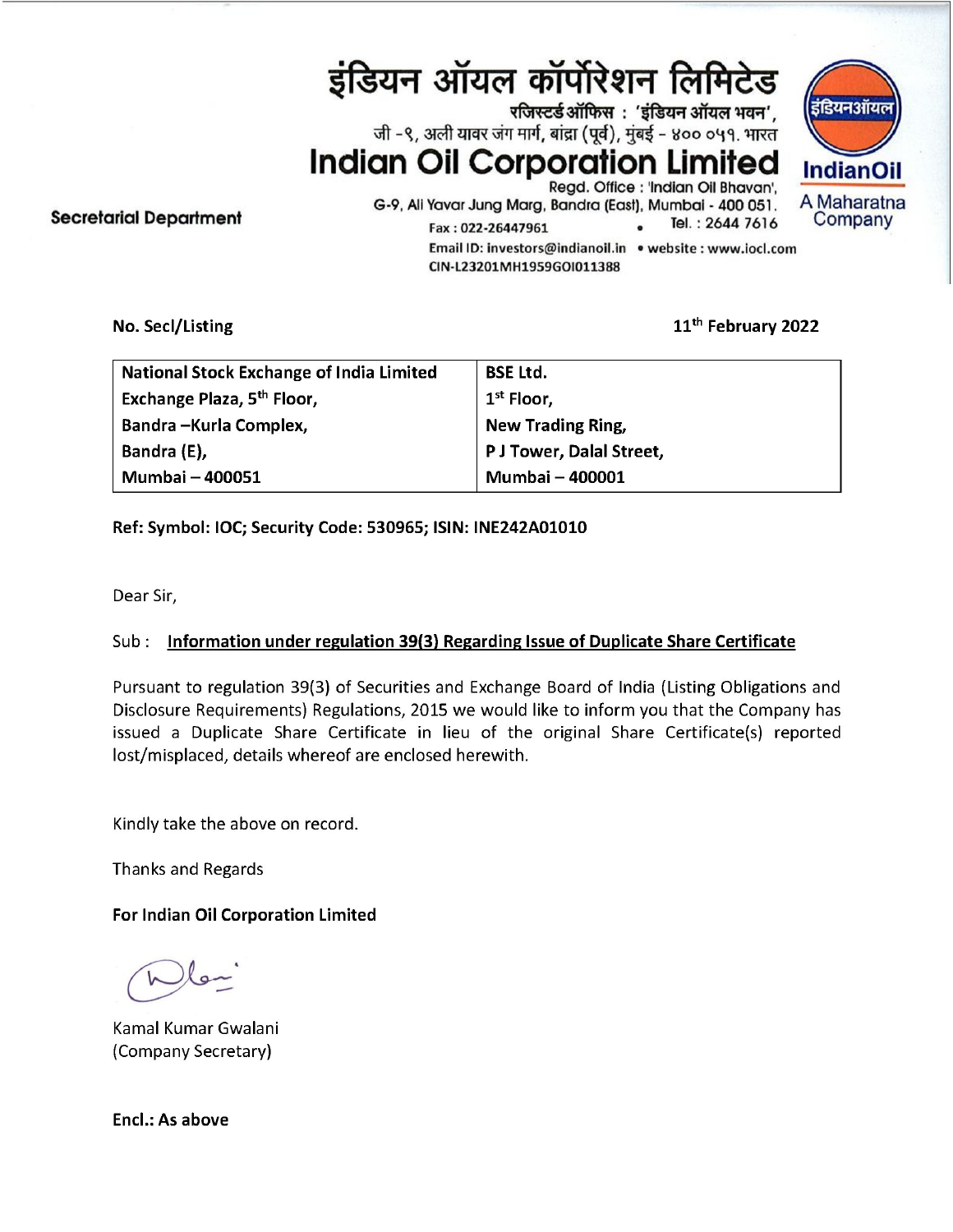# इंडियन ऑयल कॉर्पोरेशन लिमिटेड

रजिस्टर्ड ऑफिस : 'इंडियन ऑयल भवन',
जी -९, अली यावर जंग मार्ग, बांद्रा (पूर्व), मुंबई - ४०० ०५१. भारत

# Indian Oil Corporation Limited

Regd. Office : 'Indian Oil Bhavan',
G-9, Ali Yavar Jung Marg, Bandra (East), Mumbai - 400 051.
Fax : 022-26447961 • Tel. : 2644 7616
Email ID: investors@indianoil.in • website : www.iocl.com
CIN-L23201MH1959GOI011388

इंडियनऑयल
IndianOil
A Maharatna Company

**Secretarial Department**

**No. Secl/Listing** **11th February 2022**

| **National Stock Exchange of India Limited** | **BSE Ltd.** |
|---|---|
| **Exchange Plaza, 5th Floor,** | **1st Floor,** |
| **Bandra –Kurla Complex,** | **New Trading Ring,** |
| **Bandra (E),** | **P J Tower, Dalal Street,** |
| **Mumbai – 400051** | **Mumbai – 400001** |

**Ref: Symbol: IOC; Security Code: 530965; ISIN: INE242A01010**

Dear Sir,

Sub : **Information under regulation 39(3) Regarding Issue of Duplicate Share Certificate**

Pursuant to regulation 39(3) of Securities and Exchange Board of India (Listing Obligations and Disclosure Requirements) Regulations, 2015 we would like to inform you that the Company has issued a Duplicate Share Certificate in lieu of the original Share Certificate(s) reported lost/misplaced, details whereof are enclosed herewith.

Kindly take the above on record.

Thanks and Regards

**For Indian Oil Corporation Limited**

Kamal Kumar Gwalani
(Company Secretary)

**Encl.: As above**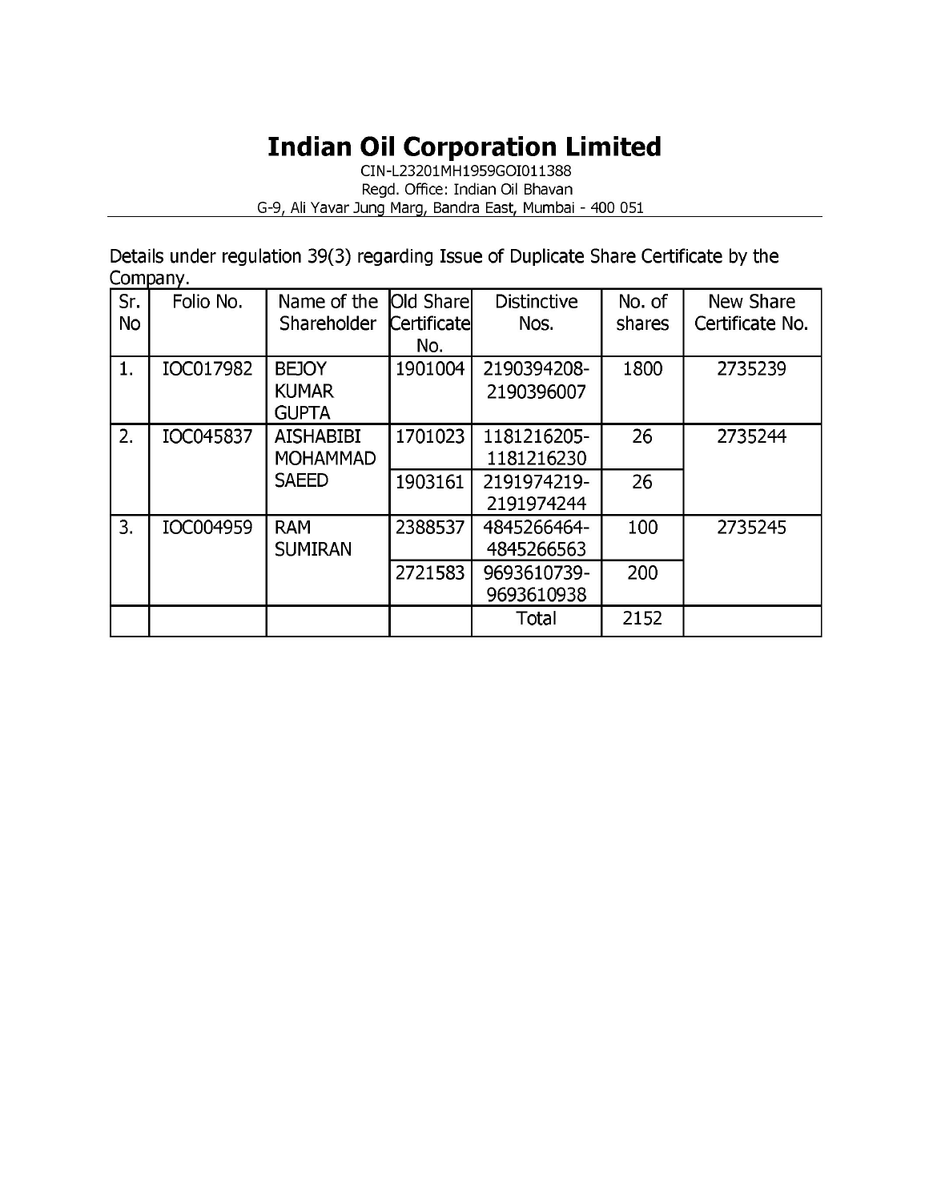# Indian Oil Corporation Limited

CIN-L23201MH1959GOI011388
Regd. Office: Indian Oil Bhavan
G-9, Ali Yavar Jung Marg, Bandra East, Mumbai - 400 051

Details under regulation 39(3) regarding Issue of Duplicate Share Certificate by the Company.

| Sr. No | Folio No. | Name of the Shareholder | Old Share Certificate No. | Distinctive Nos. | No. of shares | New Share Certificate No. |
|---|---|---|---|---|---|---|
| 1. | IOC017982 | BEJOY KUMAR GUPTA | 1901004 | 2190394208-2190396007 | 1800 | 2735239 |
| 2. | IOC045837 | AISHABIBI MOHAMMAD SAEED | 1701023 | 1181216205-1181216230 | 26 | 2735244 |
| | | | 1903161 | 2191974219-2191974244 | 26 | |
| 3. | IOC004959 | RAM SUMIRAN | 2388537 | 4845266464-4845266563 | 100 | 2735245 |
| | | | 2721583 | 9693610739-9693610938 | 200 | |
| | | | | Total | 2152 | |